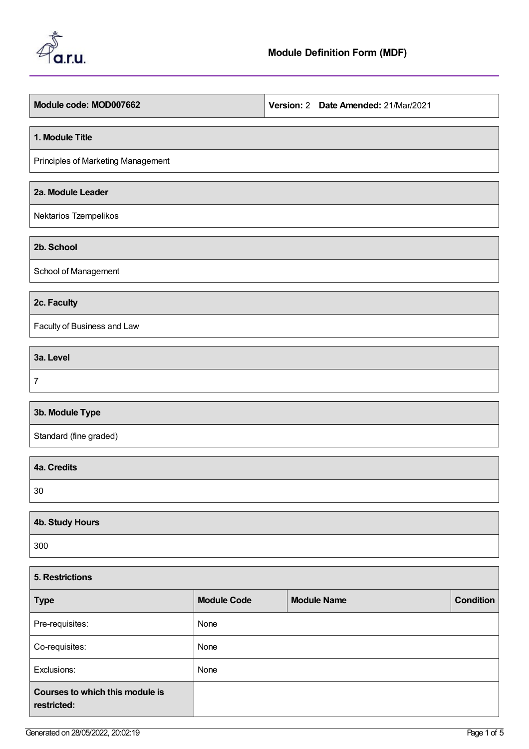# Module Definition Form (MDF)

| Module code: MOD007662 | Version: 2 Date Amended: 21/Mar/2021 |
|---|---|

## 1. Module Title

Principles of Marketing Management

## 2a. Module Leader

Nektarios Tzempelikos

## 2b. School

School of Management

## 2c. Faculty

Faculty of Business and Law

## 3a. Level

7

## 3b. Module Type

Standard (fine graded)

## 4a. Credits

30

## 4b. Study Hours

300

## 5. Restrictions

| Type | Module Code | Module Name | Condition |
|---|---|---|---|
| Pre-requisites: | None | | |
| Co-requisites: | None | | |
| Exclusions: | None | | |
| **Courses to which this module is restricted:** | | | |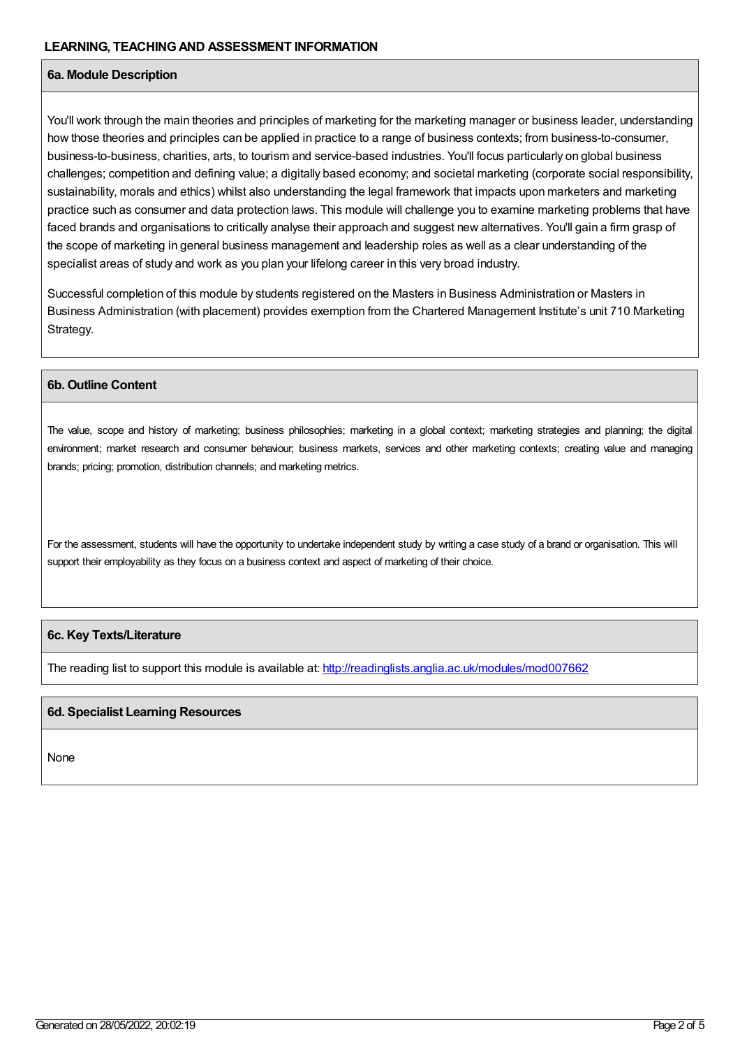## LEARNING, TEACHING AND ASSESSMENT INFORMATION

### 6a. Module Description

You'll work through the main theories and principles of marketing for the marketing manager or business leader, understanding how those theories and principles can be applied in practice to a range of business contexts; from business-to-consumer, business-to-business, charities, arts, to tourism and service-based industries. You'll focus particularly on global business challenges; competition and defining value; a digitally based economy; and societal marketing (corporate social responsibility, sustainability, morals and ethics) whilst also understanding the legal framework that impacts upon marketers and marketing practice such as consumer and data protection laws. This module will challenge you to examine marketing problems that have faced brands and organisations to critically analyse their approach and suggest new alternatives. You'll gain a firm grasp of the scope of marketing in general business management and leadership roles as well as a clear understanding of the specialist areas of study and work as you plan your lifelong career in this very broad industry.

Successful completion of this module by students registered on the Masters in Business Administration or Masters in Business Administration (with placement) provides exemption from the Chartered Management Institute's unit 710 Marketing Strategy.

### 6b. Outline Content

The value, scope and history of marketing; business philosophies; marketing in a global context; marketing strategies and planning; the digital environment; market research and consumer behaviour; business markets, services and other marketing contexts; creating value and managing brands; pricing; promotion, distribution channels; and marketing metrics.

For the assessment, students will have the opportunity to undertake independent study by writing a case study of a brand or organisation. This will support their employability as they focus on a business context and aspect of marketing of their choice.

### 6c. Key Texts/Literature

The reading list to support this module is available at: http://readinglists.anglia.ac.uk/modules/mod007662

### 6d. Specialist Learning Resources

None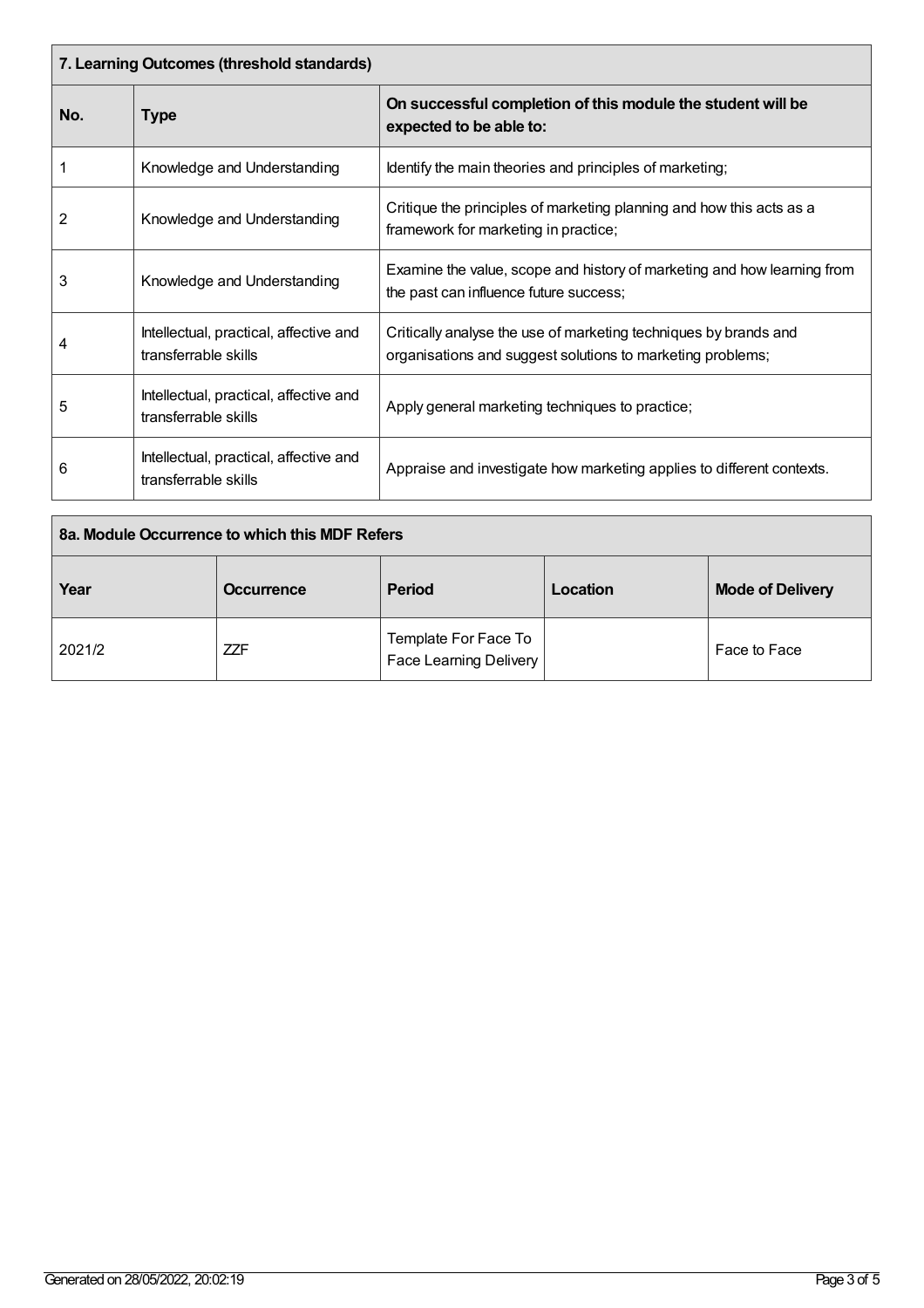| 7. Learning Outcomes (threshold standards) | | |
|---|---|---|
| **No.** | **Type** | **On successful completion of this module the student will be expected to be able to:** |
| 1 | Knowledge and Understanding | Identify the main theories and principles of marketing; |
| 2 | Knowledge and Understanding | Critique the principles of marketing planning and how this acts as a framework for marketing in practice; |
| 3 | Knowledge and Understanding | Examine the value, scope and history of marketing and how learning from the past can influence future success; |
| 4 | Intellectual, practical, affective and transferrable skills | Critically analyse the use of marketing techniques by brands and organisations and suggest solutions to marketing problems; |
| 5 | Intellectual, practical, affective and transferrable skills | Apply general marketing techniques to practice; |
| 6 | Intellectual, practical, affective and transferrable skills | Appraise and investigate how marketing applies to different contexts. |

| 8a. Module Occurrence to which this MDF Refers | | | | |
|---|---|---|---|---|
| **Year** | **Occurrence** | **Period** | **Location** | **Mode of Delivery** |
| 2021/2 | ZZF | Template For Face To Face Learning Delivery | | Face to Face |

Generated on 28/05/2022, 20:02:19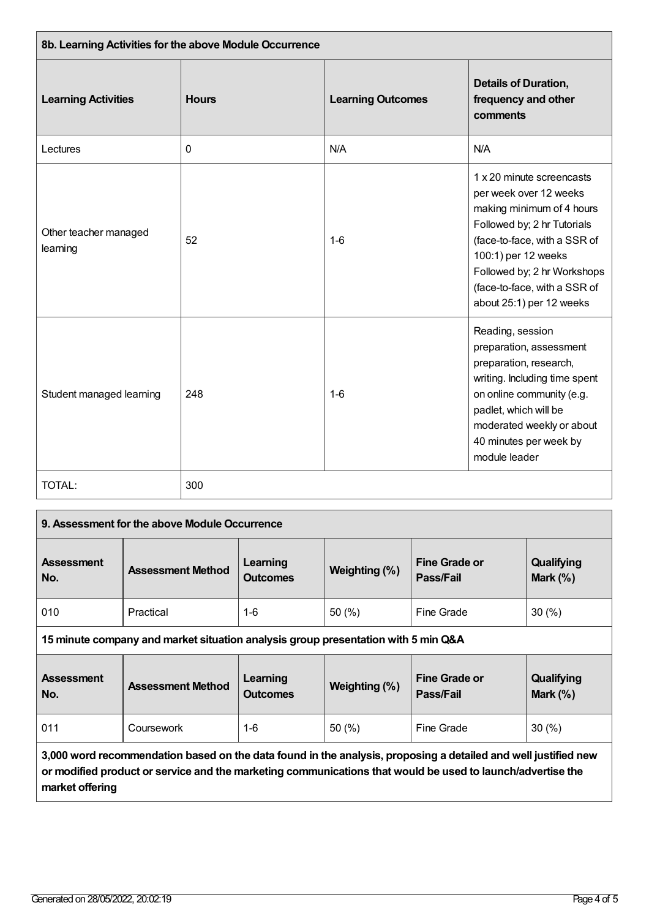## 8b. Learning Activities for the above Module Occurrence

| Learning Activities | Hours | Learning Outcomes | Details of Duration, frequency and other comments |
|---|---|---|---|
| Lectures | 0 | N/A | N/A |
| Other teacher managed learning | 52 | 1-6 | 1 x 20 minute screencasts per week over 12 weeks making minimum of 4 hours Followed by; 2 hr Tutorials (face-to-face, with a SSR of 100:1) per 12 weeks Followed by; 2 hr Workshops (face-to-face, with a SSR of about 25:1) per 12 weeks |
| Student managed learning | 248 | 1-6 | Reading, session preparation, assessment preparation, research, writing. Including time spent on online community (e.g. padlet, which will be moderated weekly or about 40 minutes per week by module leader |
| TOTAL: | 300 | | |

## 9. Assessment for the above Module Occurrence

| Assessment No. | Assessment Method | Learning Outcomes | Weighting (%) | Fine Grade or Pass/Fail | Qualifying Mark (%) |
|---|---|---|---|---|---|
| 010 | Practical | 1-6 | 50 (%) | Fine Grade | 30 (%) |

**15 minute company and market situation analysis group presentation with 5 min Q&A**

| Assessment No. | Assessment Method | Learning Outcomes | Weighting (%) | Fine Grade or Pass/Fail | Qualifying Mark (%) |
|---|---|---|---|---|---|
| 011 | Coursework | 1-6 | 50 (%) | Fine Grade | 30 (%) |

**3,000 word recommendation based on the data found in the analysis, proposing a detailed and well justified new or modified product or service and the marketing communications that would be used to launch/advertise the market offering**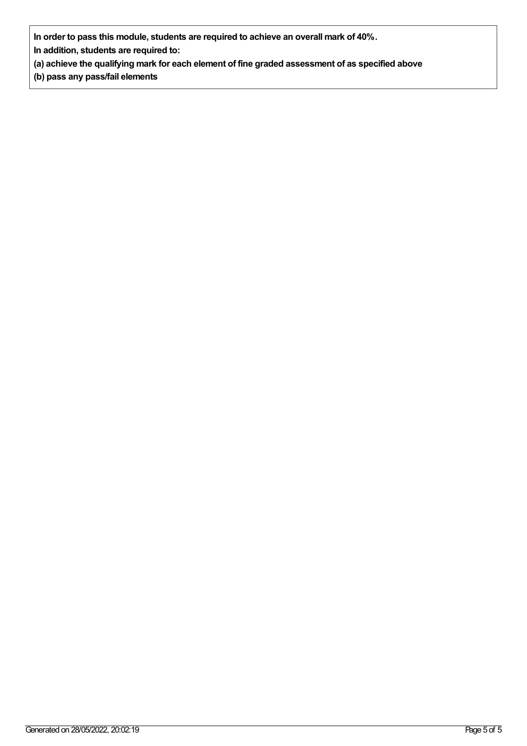**In order to pass this module, students are required to achieve an overall mark of 40%.**
**In addition, students are required to:**
**(a) achieve the qualifying mark for each element of fine graded assessment of as specified above**
**(b) pass any pass/fail elements**